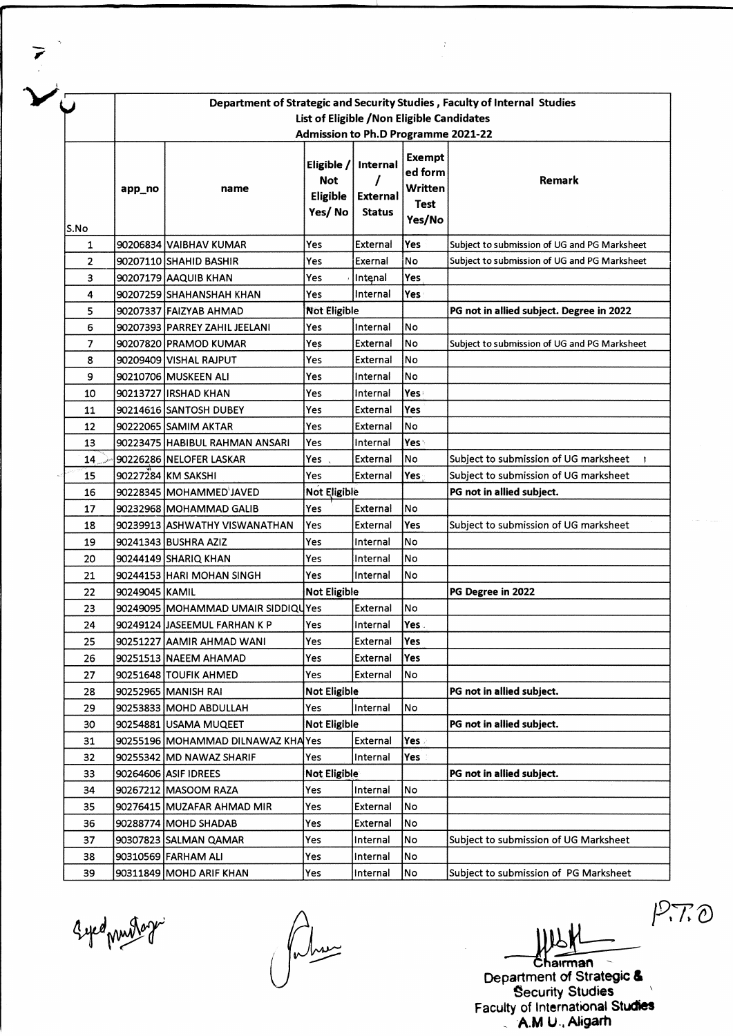**Department of Strategic and Security Studies , Faculty of Internal Studies**
**List of Eligible /Non Eligible Candidates**
**Admission to Ph.D Programme 2021-22**

| S.No | app_no | name | Eligible / Not Eligible Yes/ No | Internal / External Status | Exempted form Written Test Yes/No | Remark |
|---|---|---|---|---|---|---|
| 1 | 90206834 | VAIBHAV KUMAR | Yes | External | Yes | Subject to submission of UG and PG Marksheet |
| 2 | 90207110 | SHAHID BASHIR | Yes | Exernal | No | Subject to submission of UG and PG Marksheet |
| 3 | 90207179 | AAQUIB KHAN | Yes | Intenal | Yes | |
| 4 | 90207259 | SHAHANSHAH KHAN | Yes | Internal | Yes | |
| 5 | 90207337 | FAIZYAB AHMAD | Not Eligible | | | PG not in allied subject. Degree in 2022 |
| 6 | 90207393 | PARREY ZAHIL JEELANI | Yes | Internal | No | |
| 7 | 90207820 | PRAMOD KUMAR | Yes | External | No | Subject to submission of UG and PG Marksheet |
| 8 | 90209409 | VISHAL RAJPUT | Yes | External | No | |
| 9 | 90210706 | MUSKEEN ALI | Yes | Internal | No | |
| 10 | 90213727 | IRSHAD KHAN | Yes | Internal | Yes | |
| 11 | 90214616 | SANTOSH DUBEY | Yes | External | Yes | |
| 12 | 90222065 | SAMIM AKTAR | Yes | External | No | |
| 13 | 90223475 | HABIBUL RAHMAN ANSARI | Yes | Internal | Yes | |
| 14 | 90226286 | NELOFER LASKAR | Yes | External | No | Subject to submission of UG marksheet |
| 15 | 90227284 | KM SAKSHI | Yes | External | Yes | Subject to submission of UG marksheet |
| 16 | 90228345 | MOHAMMED JAVED | Not Eligible | | | PG not in allied subject. |
| 17 | 90232968 | MOHAMMAD GALIB | Yes | External | No | |
| 18 | 90239913 | ASHWATHY VISWANATHAN | Yes | External | Yes | Subject to submission of UG marksheet |
| 19 | 90241343 | BUSHRA AZIZ | Yes | Internal | No | |
| 20 | 90244149 | SHARIQ KHAN | Yes | Internal | No | |
| 21 | 90244153 | HARI MOHAN SINGH | Yes | Internal | No | |
| 22 | 90249045 | KAMIL | Not Eligible | | | PG Degree in 2022 |
| 23 | 90249095 | MOHAMMAD UMAIR SIDDIQU | Yes | External | No | |
| 24 | 90249124 | JASEEMUL FARHAN K P | Yes | Internal | Yes | |
| 25 | 90251227 | AAMIR AHMAD WANI | Yes | External | Yes | |
| 26 | 90251513 | NAEEM AHAMAD | Yes | External | Yes | |
| 27 | 90251648 | TOUFIK AHMED | Yes | External | No | |
| 28 | 90252965 | MANISH RAI | Not Eligible | | | PG not in allied subject. |
| 29 | 90253833 | MOHD ABDULLAH | Yes | Internal | No | |
| 30 | 90254881 | USAMA MUQEET | Not Eligible | | | PG not in allied subject. |
| 31 | 90255196 | MOHAMMAD DILNAWAZ KHA | Yes | External | Yes | |
| 32 | 90255342 | MD NAWAZ SHARIF | Yes | Internal | Yes | |
| 33 | 90264606 | ASIF IDREES | Not Eligible | | | PG not in allied subject. |
| 34 | 90267212 | MASOOM RAZA | Yes | Internal | No | |
| 35 | 90276415 | MUZAFAR AHMAD MIR | Yes | External | No | |
| 36 | 90288774 | MOHD SHADAB | Yes | External | No | |
| 37 | 90307823 | SALMAN QAMAR | Yes | Internal | No | Subject to submission of UG Marksheet |
| 38 | 90310569 | FARHAM ALI | Yes | Internal | No | |
| 39 | 90311849 | MOHD ARIF KHAN | Yes | Internal | No | Subject to submission of PG Marksheet |

P.T.O

Chairman
Department of Strategic & Security Studies
Faculty of International Studies
A.M.U., Aligarh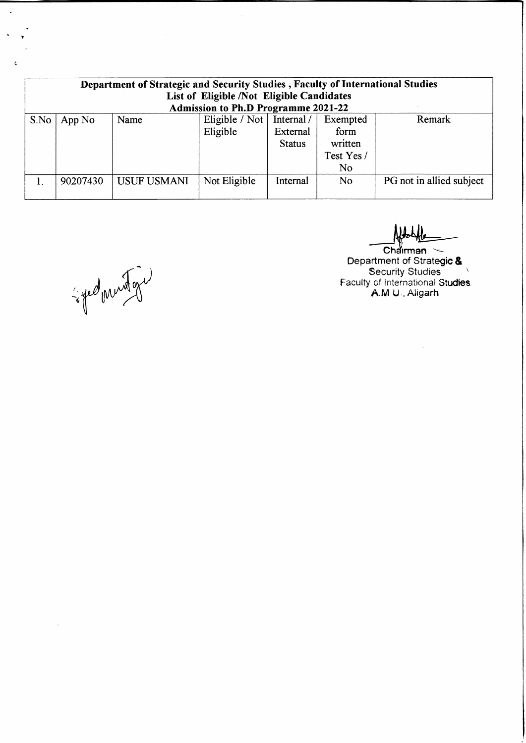| Department of Strategic and Security Studies , Faculty of International Studies<br>List of Eligible /Not Eligible Candidates<br>Admission to Ph.D Programme 2021-22 | | | | | | |
|---|---|---|---|---|---|---|
| S.No | App No | Name | Eligible / Not Eligible | Internal / External Status | Exempted form written Test Yes / No | Remark |
| 1. | 90207430 | USUF USMANI | Not Eligible | Internal | No | PG not in allied subject |

Syed murtaza

Chairman
Department of Strategic &
Security Studies
Faculty of International Studies
A.M U., Aligarh